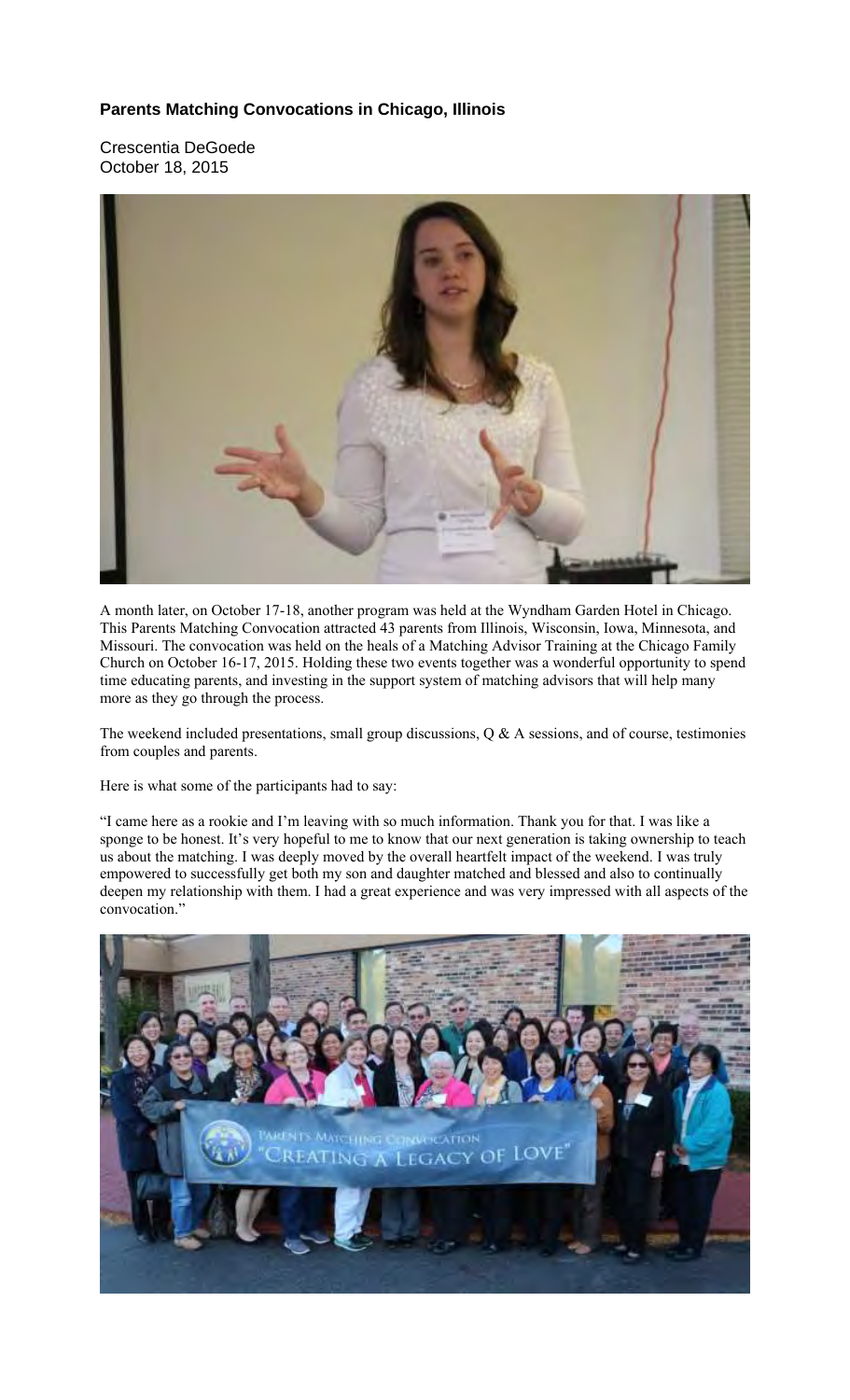**Parents Matching Convocations in Chicago, Illinois**

Crescentia DeGoede
October 18, 2015

A month later, on October 17-18, another program was held at the Wyndham Garden Hotel in Chicago. This Parents Matching Convocation attracted 43 parents from Illinois, Wisconsin, Iowa, Minnesota, and Missouri. The convocation was held on the heals of a Matching Advisor Training at the Chicago Family Church on October 16-17, 2015. Holding these two events together was a wonderful opportunity to spend time educating parents, and investing in the support system of matching advisors that will help many more as they go through the process.

The weekend included presentations, small group discussions, Q & A sessions, and of course, testimonies from couples and parents.

Here is what some of the participants had to say:

"I came here as a rookie and I'm leaving with so much information. Thank you for that. I was like a sponge to be honest. It's very hopeful to me to know that our next generation is taking ownership to teach us about the matching. I was deeply moved by the overall heartfelt impact of the weekend. I was truly empowered to successfully get both my son and daughter matched and blessed and also to continually deepen my relationship with them. I had a great experience and was very impressed with all aspects of the convocation."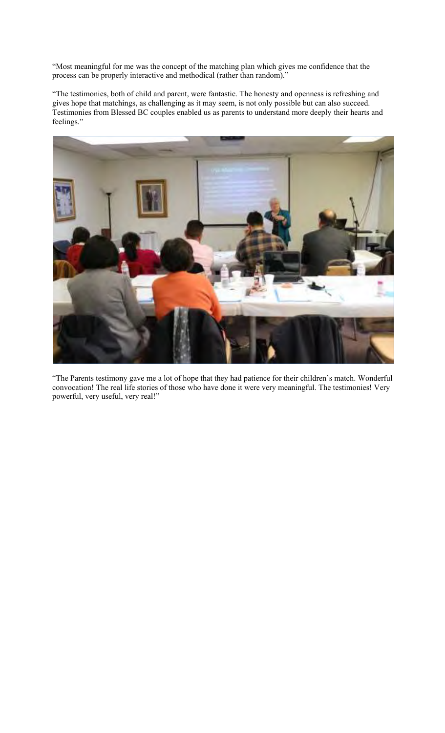"Most meaningful for me was the concept of the matching plan which gives me confidence that the process can be properly interactive and methodical (rather than random)."

"The testimonies, both of child and parent, were fantastic. The honesty and openness is refreshing and gives hope that matchings, as challenging as it may seem, is not only possible but can also succeed. Testimonies from Blessed BC couples enabled us as parents to understand more deeply their hearts and feelings."

"The Parents testimony gave me a lot of hope that they had patience for their children's match. Wonderful convocation! The real life stories of those who have done it were very meaningful. The testimonies! Very powerful, very useful, very real!"